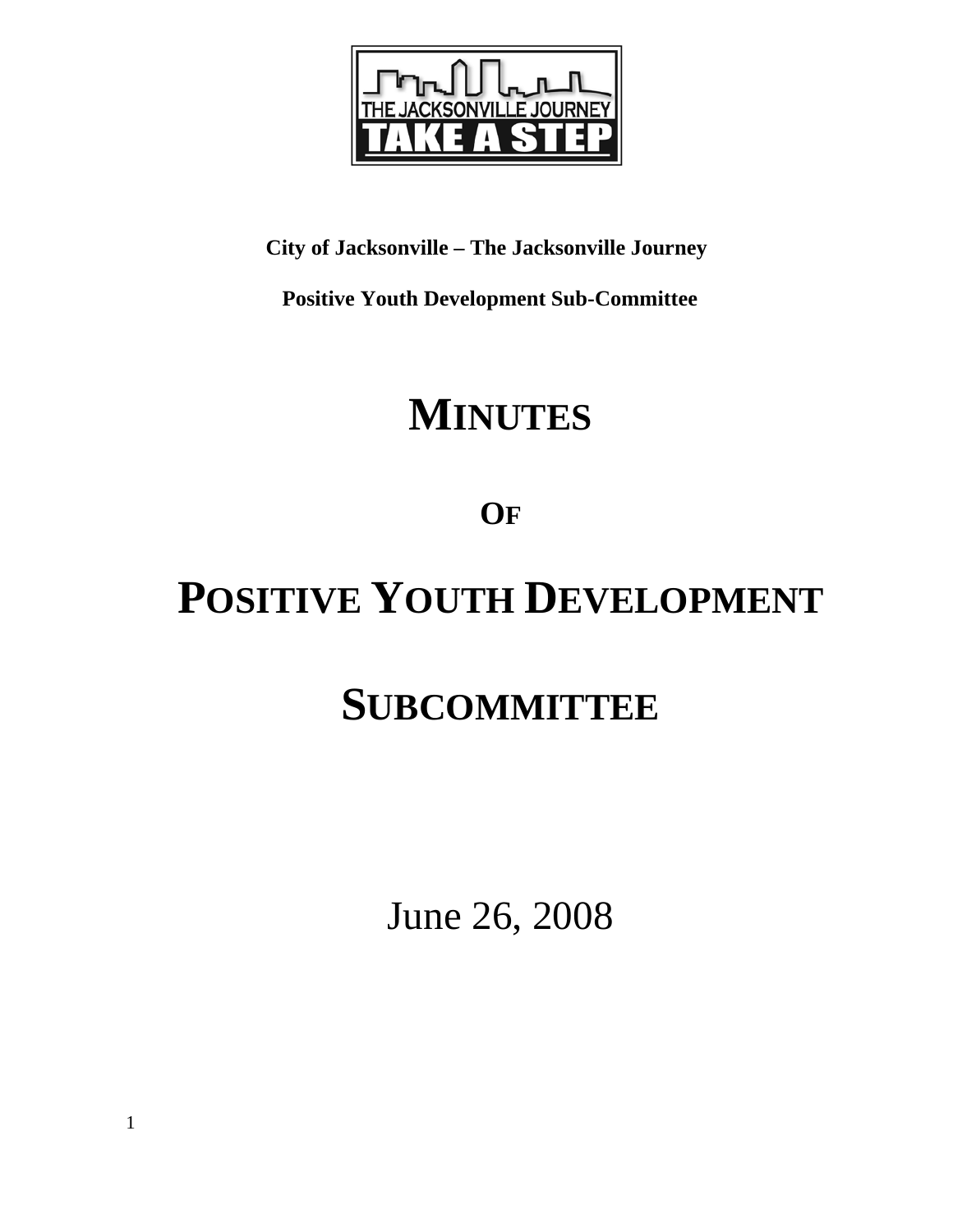THE JACKSONVILLE JOURNEY

TAKE A STEP

**City of Jacksonville – The Jacksonville Journey**

**Positive Youth Development Sub-Committee**

# MINUTES

# OF

# POSITIVE YOUTH DEVELOPMENT

# SUBCOMMITTEE

June 26, 2008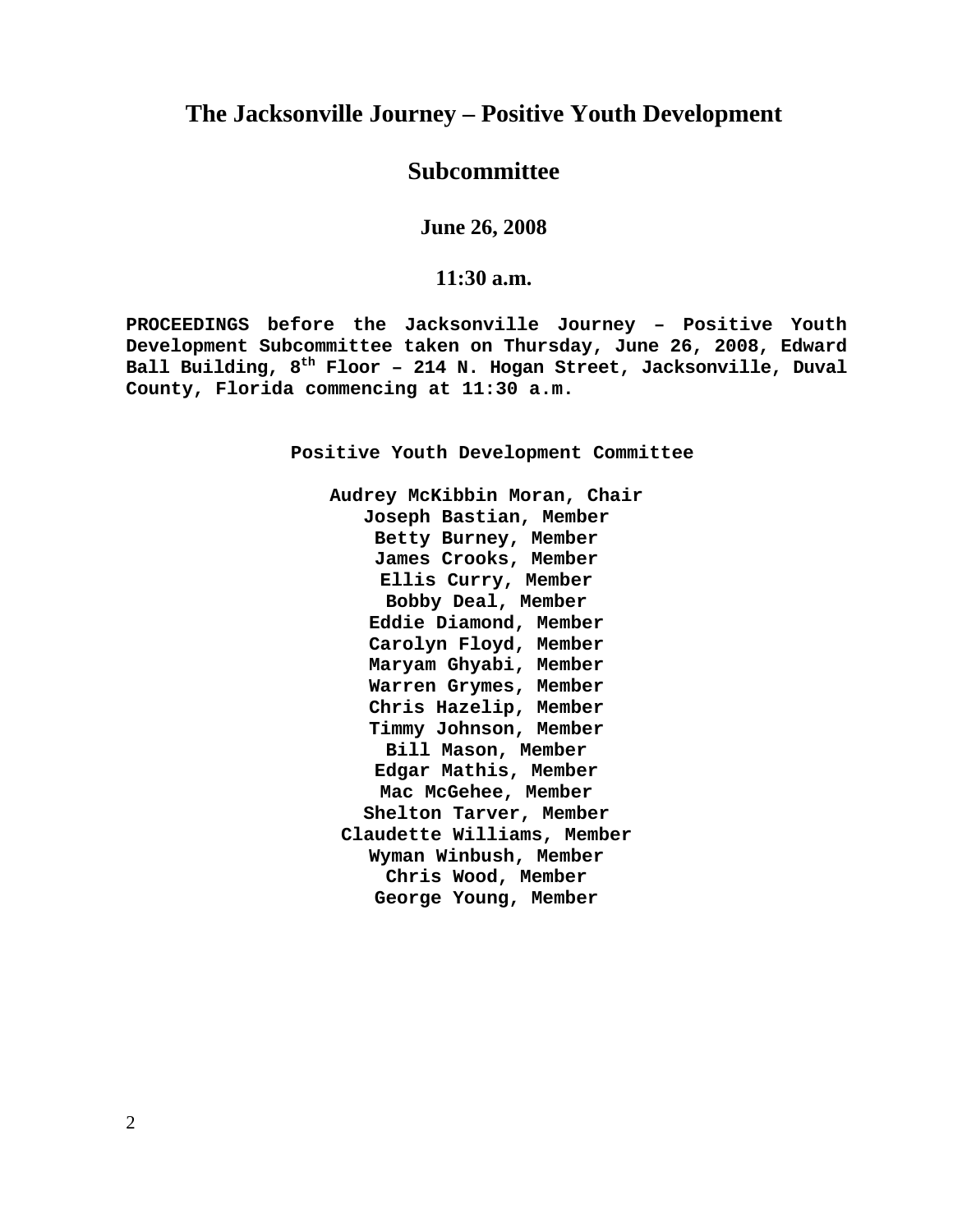# The Jacksonville Journey – Positive Youth Development

# Subcommittee

### June 26, 2008

### 11:30 a.m.

**PROCEEDINGS before the Jacksonville Journey – Positive Youth Development Subcommittee taken on Thursday, June 26, 2008, Edward Ball Building, 8th Floor – 214 N. Hogan Street, Jacksonville, Duval County, Florida commencing at 11:30 a.m.**

**Positive Youth Development Committee**

**Audrey McKibbin Moran, Chair**
**Joseph Bastian, Member**
**Betty Burney, Member**
**James Crooks, Member**
**Ellis Curry, Member**
**Bobby Deal, Member**
**Eddie Diamond, Member**
**Carolyn Floyd, Member**
**Maryam Ghyabi, Member**
**Warren Grymes, Member**
**Chris Hazelip, Member**
**Timmy Johnson, Member**
**Bill Mason, Member**
**Edgar Mathis, Member**
**Mac McGehee, Member**
**Shelton Tarver, Member**
**Claudette Williams, Member**
**Wyman Winbush, Member**
**Chris Wood, Member**
**George Young, Member**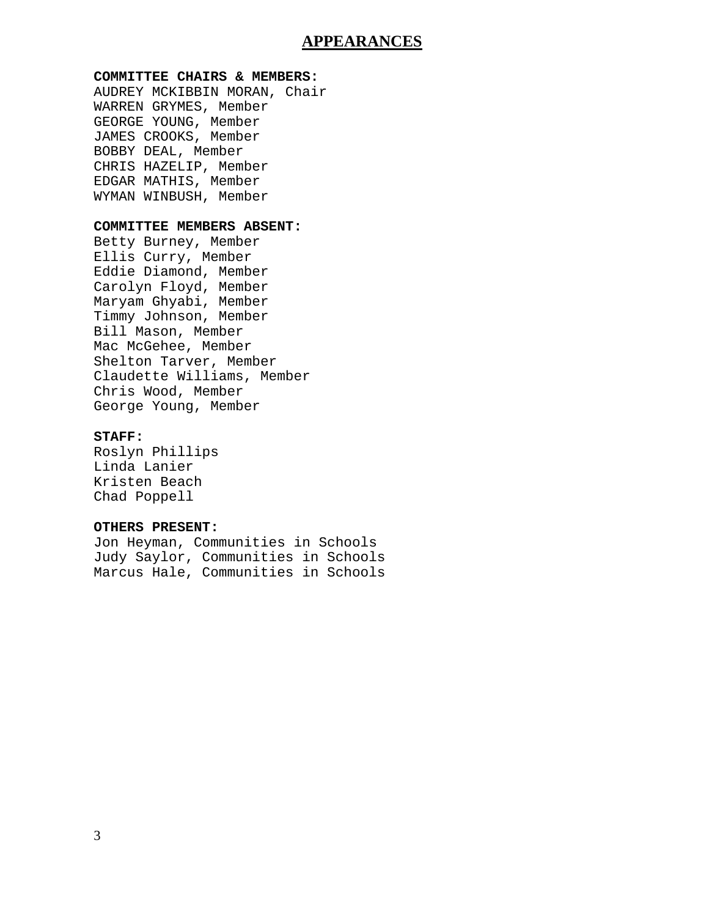# APPEARANCES

**COMMITTEE CHAIRS & MEMBERS:**
AUDREY MCKIBBIN MORAN, Chair
WARREN GRYMES, Member
GEORGE YOUNG, Member
JAMES CROOKS, Member
BOBBY DEAL, Member
CHRIS HAZELIP, Member
EDGAR MATHIS, Member
WYMAN WINBUSH, Member

**COMMITTEE MEMBERS ABSENT:**
Betty Burney, Member
Ellis Curry, Member
Eddie Diamond, Member
Carolyn Floyd, Member
Maryam Ghyabi, Member
Timmy Johnson, Member
Bill Mason, Member
Mac McGehee, Member
Shelton Tarver, Member
Claudette Williams, Member
Chris Wood, Member
George Young, Member

**STAFF:**
Roslyn Phillips
Linda Lanier
Kristen Beach
Chad Poppell

**OTHERS PRESENT:**
Jon Heyman, Communities in Schools
Judy Saylor, Communities in Schools
Marcus Hale, Communities in Schools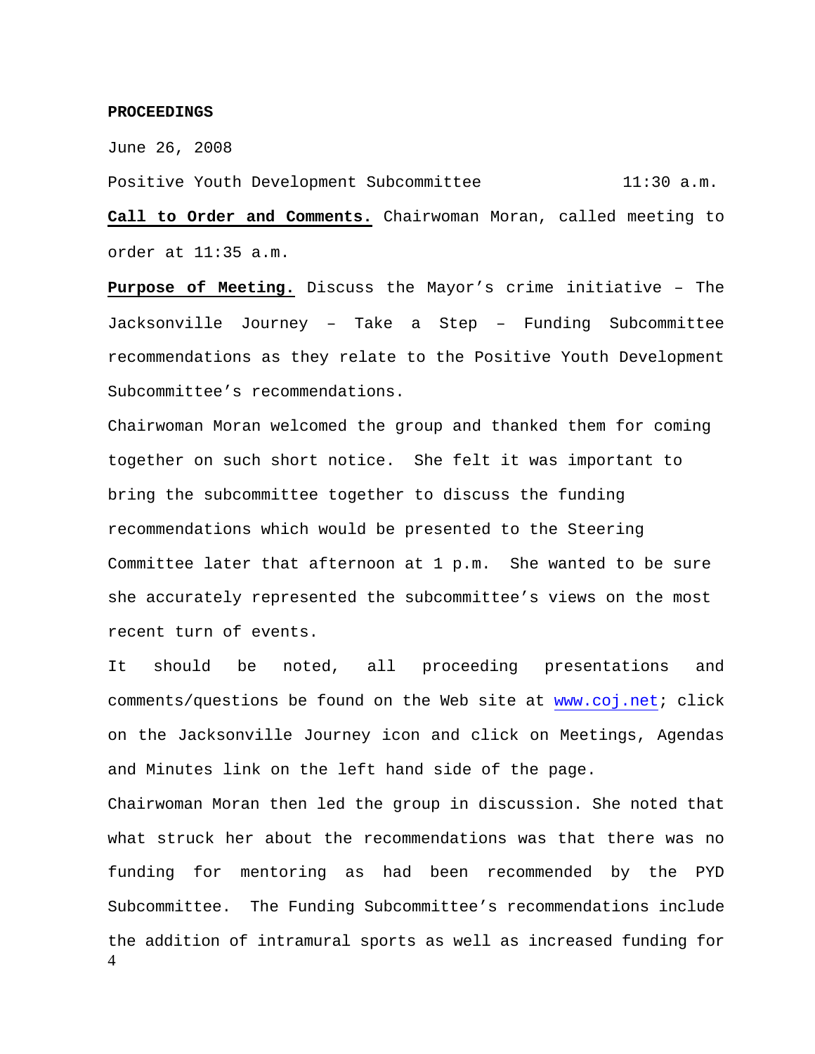**PROCEEDINGS**

June 26, 2008

Positive Youth Development Subcommittee 11:30 a.m.

**Call to Order and Comments.** Chairwoman Moran, called meeting to order at 11:35 a.m.

**Purpose of Meeting.** Discuss the Mayor's crime initiative – The Jacksonville Journey – Take a Step – Funding Subcommittee recommendations as they relate to the Positive Youth Development Subcommittee's recommendations.

Chairwoman Moran welcomed the group and thanked them for coming together on such short notice. She felt it was important to bring the subcommittee together to discuss the funding recommendations which would be presented to the Steering Committee later that afternoon at 1 p.m. She wanted to be sure she accurately represented the subcommittee's views on the most recent turn of events.

It should be noted, all proceeding presentations and comments/questions be found on the Web site at www.coj.net; click on the Jacksonville Journey icon and click on Meetings, Agendas and Minutes link on the left hand side of the page.

Chairwoman Moran then led the group in discussion. She noted that what struck her about the recommendations was that there was no funding for mentoring as had been recommended by the PYD Subcommittee. The Funding Subcommittee's recommendations include the addition of intramural sports as well as increased funding for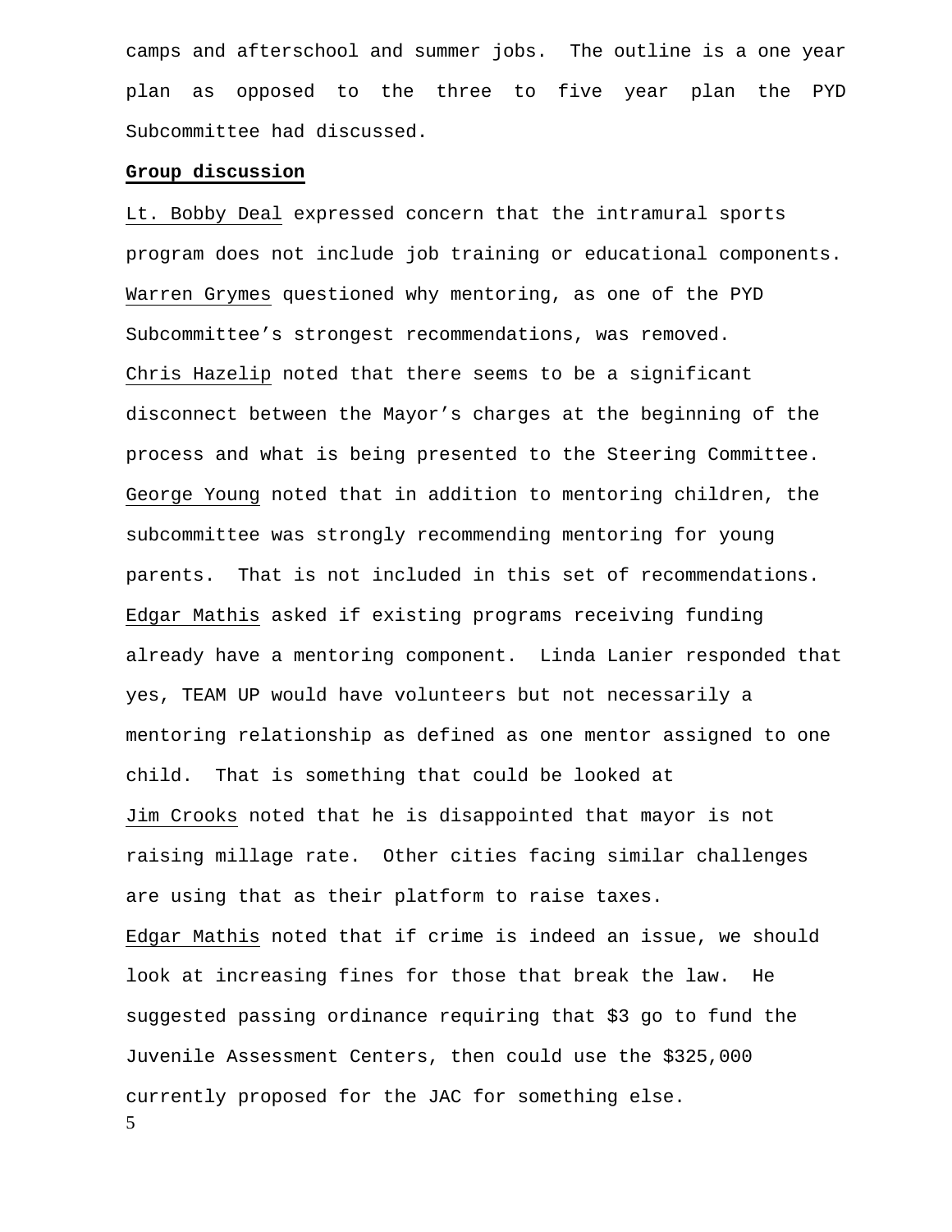camps and afterschool and summer jobs. The outline is a one year plan as opposed to the three to five year plan the PYD Subcommittee had discussed.

**Group discussion**

Lt. Bobby Deal expressed concern that the intramural sports program does not include job training or educational components.

Warren Grymes questioned why mentoring, as one of the PYD Subcommittee's strongest recommendations, was removed.

Chris Hazelip noted that there seems to be a significant disconnect between the Mayor's charges at the beginning of the process and what is being presented to the Steering Committee.

George Young noted that in addition to mentoring children, the subcommittee was strongly recommending mentoring for young parents. That is not included in this set of recommendations.

Edgar Mathis asked if existing programs receiving funding already have a mentoring component. Linda Lanier responded that yes, TEAM UP would have volunteers but not necessarily a mentoring relationship as defined as one mentor assigned to one child. That is something that could be looked at

Jim Crooks noted that he is disappointed that mayor is not raising millage rate. Other cities facing similar challenges are using that as their platform to raise taxes.

Edgar Mathis noted that if crime is indeed an issue, we should look at increasing fines for those that break the law. He suggested passing ordinance requiring that $3 go to fund the Juvenile Assessment Centers, then could use the $325,000 currently proposed for the JAC for something else.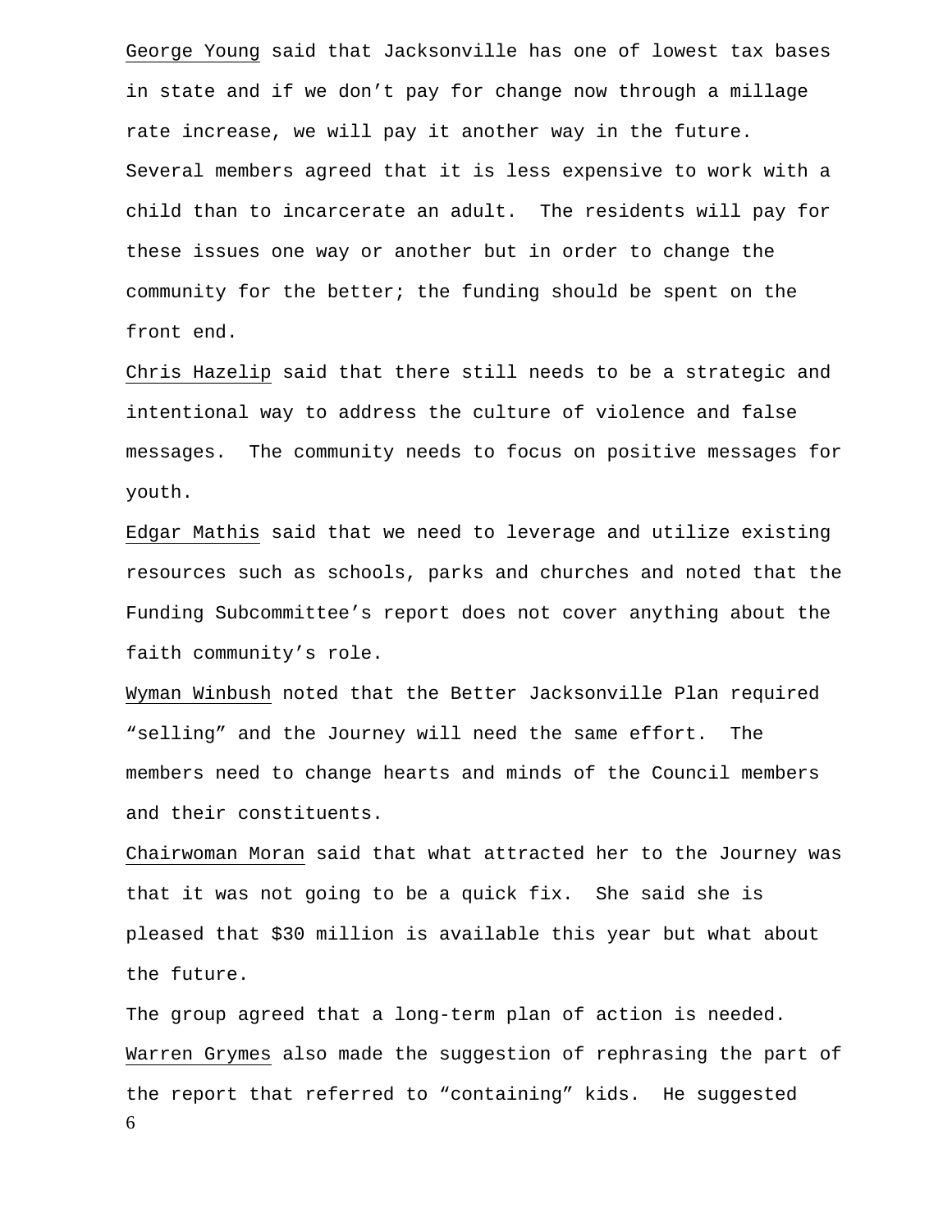George Young said that Jacksonville has one of lowest tax bases in state and if we don't pay for change now through a millage rate increase, we will pay it another way in the future. Several members agreed that it is less expensive to work with a child than to incarcerate an adult. The residents will pay for these issues one way or another but in order to change the community for the better; the funding should be spent on the front end.

Chris Hazelip said that there still needs to be a strategic and intentional way to address the culture of violence and false messages. The community needs to focus on positive messages for youth.

Edgar Mathis said that we need to leverage and utilize existing resources such as schools, parks and churches and noted that the Funding Subcommittee's report does not cover anything about the faith community's role.

Wyman Winbush noted that the Better Jacksonville Plan required "selling" and the Journey will need the same effort. The members need to change hearts and minds of the Council members and their constituents.

Chairwoman Moran said that what attracted her to the Journey was that it was not going to be a quick fix. She said she is pleased that $30 million is available this year but what about the future.

The group agreed that a long-term plan of action is needed.

Warren Grymes also made the suggestion of rephrasing the part of the report that referred to "containing" kids. He suggested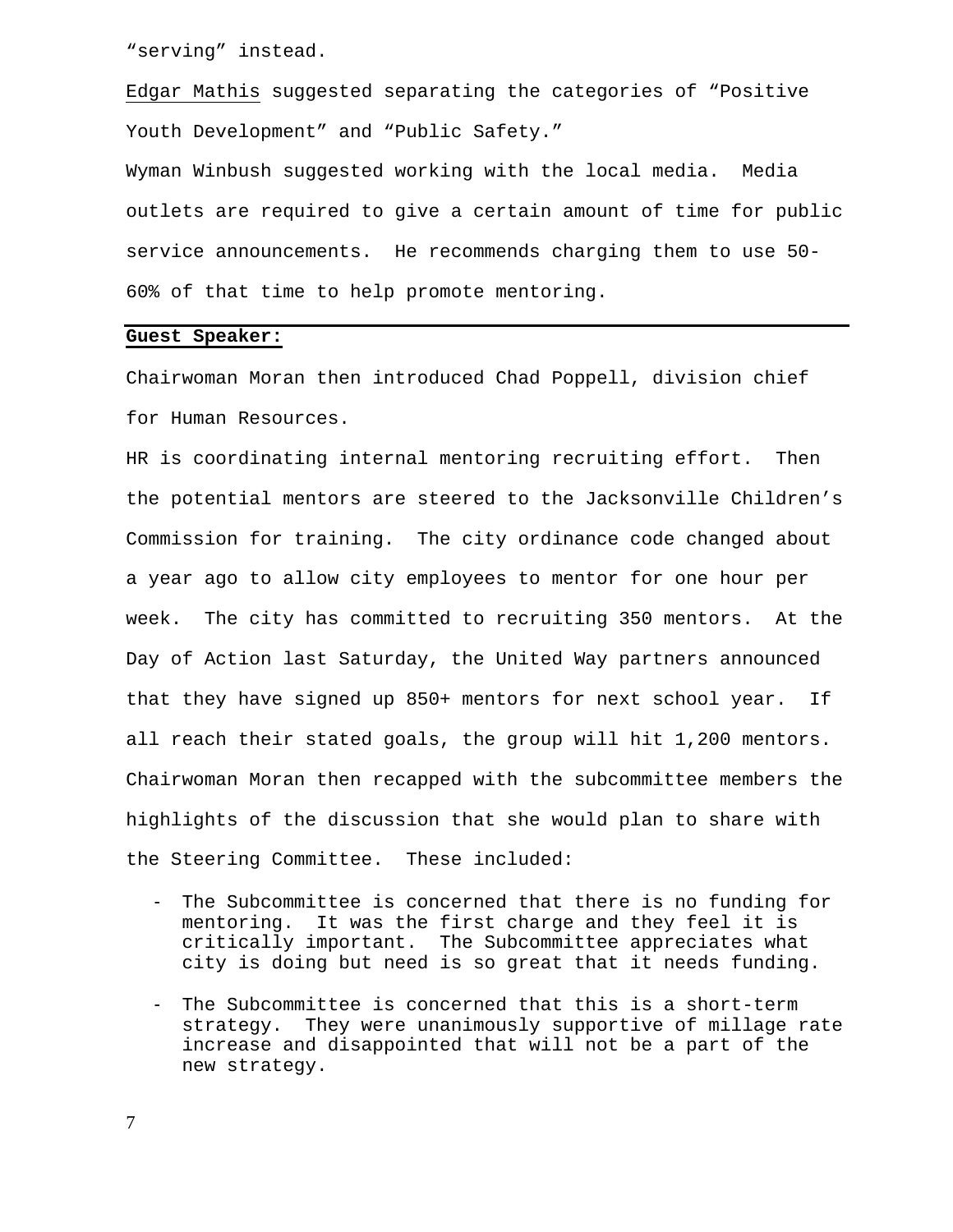"serving" instead.

Edgar Mathis suggested separating the categories of "Positive Youth Development" and "Public Safety."

Wyman Winbush suggested working with the local media. Media outlets are required to give a certain amount of time for public service announcements. He recommends charging them to use 50-60% of that time to help promote mentoring.

---

**Guest Speaker:**

Chairwoman Moran then introduced Chad Poppell, division chief for Human Resources.

HR is coordinating internal mentoring recruiting effort. Then the potential mentors are steered to the Jacksonville Children's Commission for training. The city ordinance code changed about a year ago to allow city employees to mentor for one hour per week. The city has committed to recruiting 350 mentors. At the Day of Action last Saturday, the United Way partners announced that they have signed up 850+ mentors for next school year. If all reach their stated goals, the group will hit 1,200 mentors.

Chairwoman Moran then recapped with the subcommittee members the highlights of the discussion that she would plan to share with the Steering Committee. These included:

- The Subcommittee is concerned that there is no funding for mentoring. It was the first charge and they feel it is critically important. The Subcommittee appreciates what city is doing but need is so great that it needs funding.
- The Subcommittee is concerned that this is a short-term strategy. They were unanimously supportive of millage rate increase and disappointed that will not be a part of the new strategy.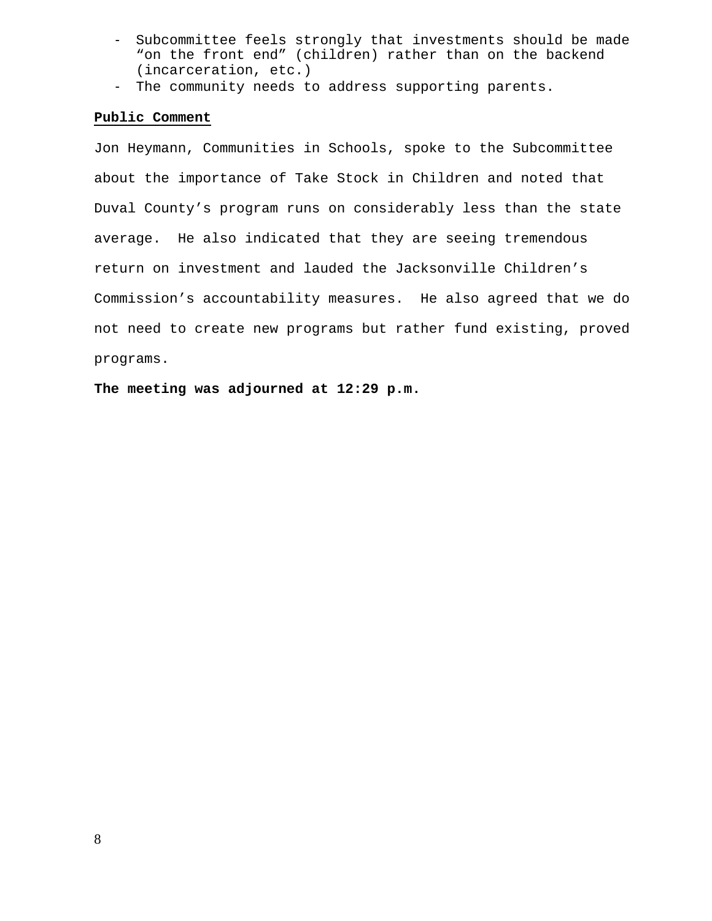- Subcommittee feels strongly that investments should be made "on the front end" (children) rather than on the backend (incarceration, etc.)
- The community needs to address supporting parents.

**Public Comment**

Jon Heymann, Communities in Schools, spoke to the Subcommittee about the importance of Take Stock in Children and noted that Duval County's program runs on considerably less than the state average. He also indicated that they are seeing tremendous return on investment and lauded the Jacksonville Children's Commission's accountability measures. He also agreed that we do not need to create new programs but rather fund existing, proved programs.

**The meeting was adjourned at 12:29 p.m.**